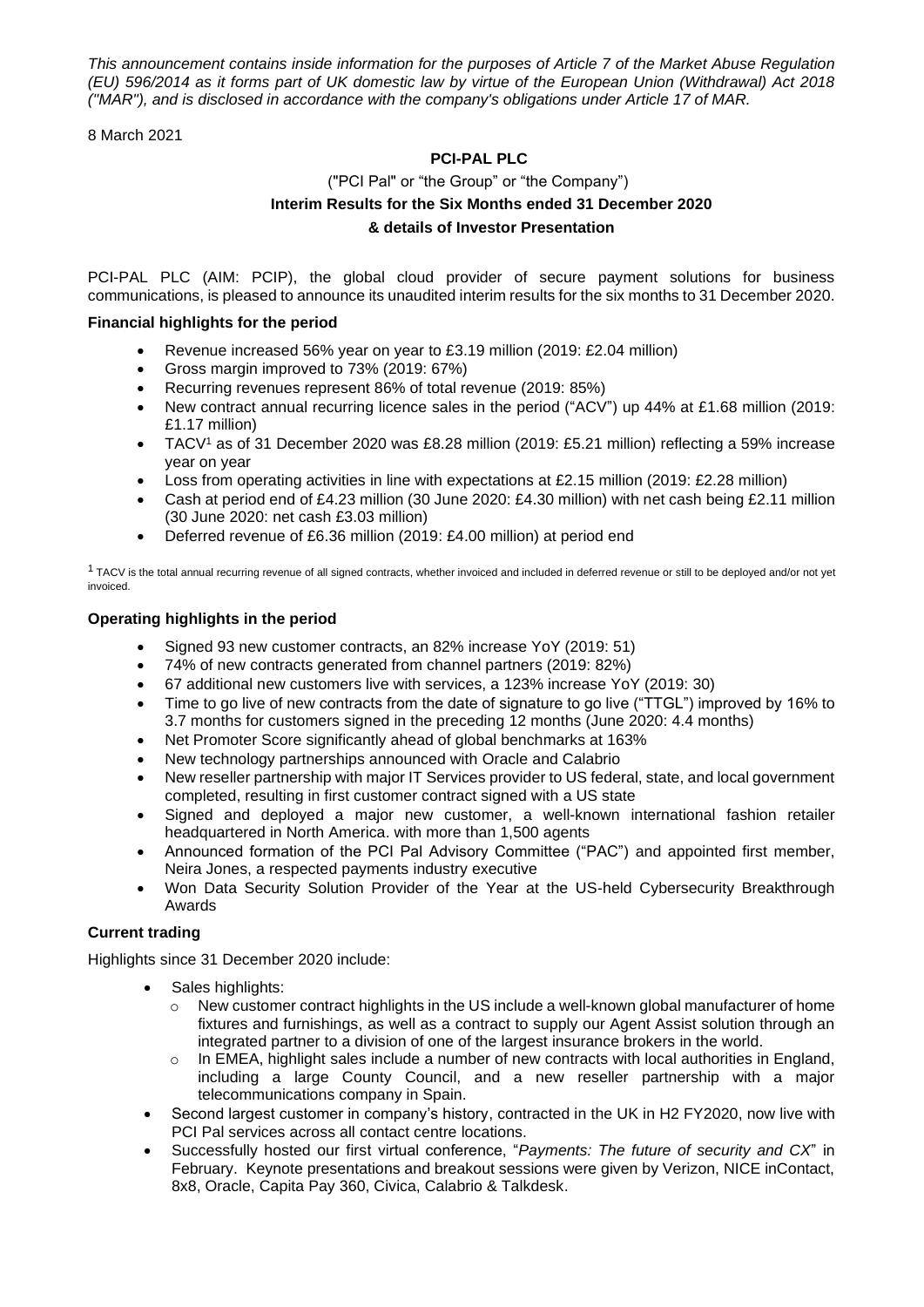*This announcement contains inside information for the purposes of Article 7 of the Market Abuse Regulation (EU) 596/2014 as it forms part of UK domestic law by virtue of the European Union (Withdrawal) Act 2018 ("MAR"), and is disclosed in accordance with the company's obligations under Article 17 of MAR.*

8 March 2021

**PCI-PAL PLC**

("PCI Pal" or "the Group" or "the Company")

**Interim Results for the Six Months ended 31 December 2020**

**& details of Investor Presentation**

PCI-PAL PLC (AIM: PCIP), the global cloud provider of secure payment solutions for business communications, is pleased to announce its unaudited interim results for the six months to 31 December 2020.

**Financial highlights for the period**

- Revenue increased 56% year on year to £3.19 million (2019: £2.04 million)
- Gross margin improved to 73% (2019: 67%)
- Recurring revenues represent 86% of total revenue (2019: 85%)
- New contract annual recurring licence sales in the period ("ACV") up 44% at £1.68 million (2019: £1.17 million)
- TACV[1] as of 31 December 2020 was £8.28 million (2019: £5.21 million) reflecting a 59% increase year on year
- Loss from operating activities in line with expectations at £2.15 million (2019: £2.28 million)
- Cash at period end of £4.23 million (30 June 2020: £4.30 million) with net cash being £2.11 million (30 June 2020: net cash £3.03 million)
- Deferred revenue of £6.36 million (2019: £4.00 million) at period end

[1] TACV is the total annual recurring revenue of all signed contracts, whether invoiced and included in deferred revenue or still to be deployed and/or not yet invoiced.

**Operating highlights in the period**

- Signed 93 new customer contracts, an 82% increase YoY (2019: 51)
- 74% of new contracts generated from channel partners (2019: 82%)
- 67 additional new customers live with services, a 123% increase YoY (2019: 30)
- Time to go live of new contracts from the date of signature to go live ("TTGL") improved by 16% to 3.7 months for customers signed in the preceding 12 months (June 2020: 4.4 months)
- Net Promoter Score significantly ahead of global benchmarks at 163%
- New technology partnerships announced with Oracle and Calabrio
- New reseller partnership with major IT Services provider to US federal, state, and local government completed, resulting in first customer contract signed with a US state
- Signed and deployed a major new customer, a well-known international fashion retailer headquartered in North America. with more than 1,500 agents
- Announced formation of the PCI Pal Advisory Committee ("PAC") and appointed first member, Neira Jones, a respected payments industry executive
- Won Data Security Solution Provider of the Year at the US-held Cybersecurity Breakthrough Awards

**Current trading**

Highlights since 31 December 2020 include:

- Sales highlights:
  - New customer contract highlights in the US include a well-known global manufacturer of home fixtures and furnishings, as well as a contract to supply our Agent Assist solution through an integrated partner to a division of one of the largest insurance brokers in the world.
  - In EMEA, highlight sales include a number of new contracts with local authorities in England, including a large County Council, and a new reseller partnership with a major telecommunications company in Spain.
- Second largest customer in company's history, contracted in the UK in H2 FY2020, now live with PCI Pal services across all contact centre locations.
- Successfully hosted our first virtual conference, "*Payments: The future of security and CX*" in February. Keynote presentations and breakout sessions were given by Verizon, NICE inContact, 8x8, Oracle, Capita Pay 360, Civica, Calabrio & Talkdesk.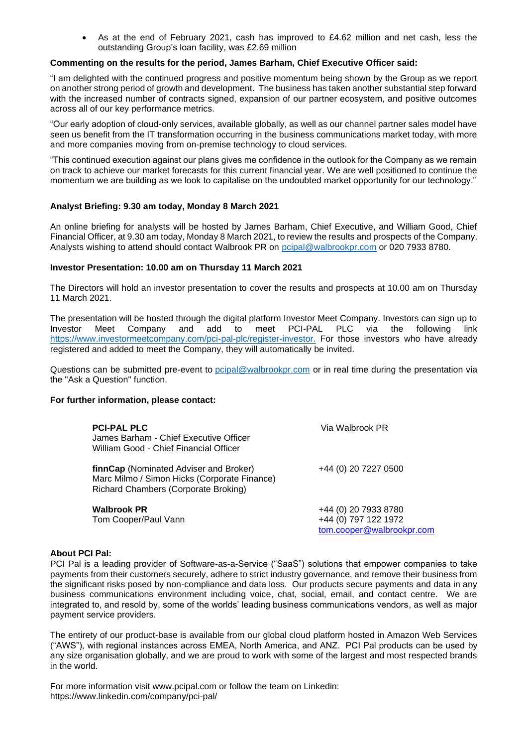- As at the end of February 2021, cash has improved to £4.62 million and net cash, less the outstanding Group's loan facility, was £2.69 million

**Commenting on the results for the period, James Barham, Chief Executive Officer said:**

"I am delighted with the continued progress and positive momentum being shown by the Group as we report on another strong period of growth and development. The business has taken another substantial step forward with the increased number of contracts signed, expansion of our partner ecosystem, and positive outcomes across all of our key performance metrics.

"Our early adoption of cloud-only services, available globally, as well as our channel partner sales model have seen us benefit from the IT transformation occurring in the business communications market today, with more and more companies moving from on-premise technology to cloud services.

"This continued execution against our plans gives me confidence in the outlook for the Company as we remain on track to achieve our market forecasts for this current financial year. We are well positioned to continue the momentum we are building as we look to capitalise on the undoubted market opportunity for our technology."

**Analyst Briefing: 9.30 am today, Monday 8 March 2021**

An online briefing for analysts will be hosted by James Barham, Chief Executive, and William Good, Chief Financial Officer, at 9.30 am today, Monday 8 March 2021, to review the results and prospects of the Company. Analysts wishing to attend should contact Walbrook PR on pcipal@walbrookpr.com or 020 7933 8780.

**Investor Presentation: 10.00 am on Thursday 11 March 2021**

The Directors will hold an investor presentation to cover the results and prospects at 10.00 am on Thursday 11 March 2021.

The presentation will be hosted through the digital platform Investor Meet Company. Investors can sign up to Investor Meet Company and add to meet PCI-PAL PLC via the following link https://www.investormeetcompany.com/pci-pal-plc/register-investor. For those investors who have already registered and added to meet the Company, they will automatically be invited.

Questions can be submitted pre-event to pcipal@walbrookpr.com or in real time during the presentation via the "Ask a Question" function.

**For further information, please contact:**

| | |
|---|---|
| **PCI-PAL PLC**<br>James Barham - Chief Executive Officer<br>William Good - Chief Financial Officer | Via Walbrook PR |
| **finnCap** (Nominated Adviser and Broker)<br>Marc Milmo / Simon Hicks (Corporate Finance)<br>Richard Chambers (Corporate Broking) | +44 (0) 20 7227 0500 |
| **Walbrook PR**<br>Tom Cooper/Paul Vann | +44 (0) 20 7933 8780<br>+44 (0) 797 122 1972<br>tom.cooper@walbrookpr.com |

**About PCI Pal:**

PCI Pal is a leading provider of Software-as-a-Service ("SaaS") solutions that empower companies to take payments from their customers securely, adhere to strict industry governance, and remove their business from the significant risks posed by non-compliance and data loss. Our products secure payments and data in any business communications environment including voice, chat, social, email, and contact centre. We are integrated to, and resold by, some of the worlds' leading business communications vendors, as well as major payment service providers.

The entirety of our product-base is available from our global cloud platform hosted in Amazon Web Services ("AWS"), with regional instances across EMEA, North America, and ANZ. PCI Pal products can be used by any size organisation globally, and we are proud to work with some of the largest and most respected brands in the world.

For more information visit www.pcipal.com or follow the team on Linkedin:
https://www.linkedin.com/company/pci-pal/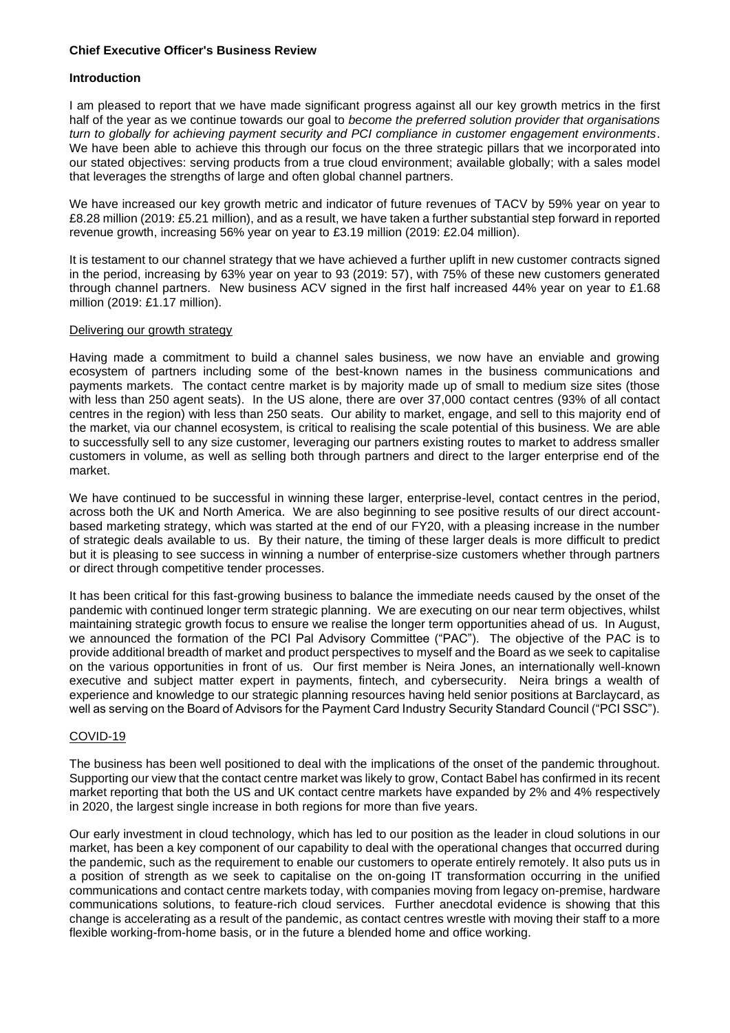## Chief Executive Officer's Business Review

### Introduction

I am pleased to report that we have made significant progress against all our key growth metrics in the first half of the year as we continue towards our goal to *become the preferred solution provider that organisations turn to globally for achieving payment security and PCI compliance in customer engagement environments*. We have been able to achieve this through our focus on the three strategic pillars that we incorporated into our stated objectives: serving products from a true cloud environment; available globally; with a sales model that leverages the strengths of large and often global channel partners.

We have increased our key growth metric and indicator of future revenues of TACV by 59% year on year to £8.28 million (2019: £5.21 million), and as a result, we have taken a further substantial step forward in reported revenue growth, increasing 56% year on year to £3.19 million (2019: £2.04 million).

It is testament to our channel strategy that we have achieved a further uplift in new customer contracts signed in the period, increasing by 63% year on year to 93 (2019: 57), with 75% of these new customers generated through channel partners. New business ACV signed in the first half increased 44% year on year to £1.68 million (2019: £1.17 million).

#### Delivering our growth strategy

Having made a commitment to build a channel sales business, we now have an enviable and growing ecosystem of partners including some of the best-known names in the business communications and payments markets. The contact centre market is by majority made up of small to medium size sites (those with less than 250 agent seats). In the US alone, there are over 37,000 contact centres (93% of all contact centres in the region) with less than 250 seats. Our ability to market, engage, and sell to this majority end of the market, via our channel ecosystem, is critical to realising the scale potential of this business. We are able to successfully sell to any size customer, leveraging our partners existing routes to market to address smaller customers in volume, as well as selling both through partners and direct to the larger enterprise end of the market.

We have continued to be successful in winning these larger, enterprise-level, contact centres in the period, across both the UK and North America. We are also beginning to see positive results of our direct account-based marketing strategy, which was started at the end of our FY20, with a pleasing increase in the number of strategic deals available to us. By their nature, the timing of these larger deals is more difficult to predict but it is pleasing to see success in winning a number of enterprise-size customers whether through partners or direct through competitive tender processes.

It has been critical for this fast-growing business to balance the immediate needs caused by the onset of the pandemic with continued longer term strategic planning. We are executing on our near term objectives, whilst maintaining strategic growth focus to ensure we realise the longer term opportunities ahead of us. In August, we announced the formation of the PCI Pal Advisory Committee ("PAC"). The objective of the PAC is to provide additional breadth of market and product perspectives to myself and the Board as we seek to capitalise on the various opportunities in front of us. Our first member is Neira Jones, an internationally well-known executive and subject matter expert in payments, fintech, and cybersecurity. Neira brings a wealth of experience and knowledge to our strategic planning resources having held senior positions at Barclaycard, as well as serving on the Board of Advisors for the Payment Card Industry Security Standard Council ("PCI SSC").

#### COVID-19

The business has been well positioned to deal with the implications of the onset of the pandemic throughout. Supporting our view that the contact centre market was likely to grow, Contact Babel has confirmed in its recent market reporting that both the US and UK contact centre markets have expanded by 2% and 4% respectively in 2020, the largest single increase in both regions for more than five years.

Our early investment in cloud technology, which has led to our position as the leader in cloud solutions in our market, has been a key component of our capability to deal with the operational changes that occurred during the pandemic, such as the requirement to enable our customers to operate entirely remotely. It also puts us in a position of strength as we seek to capitalise on the on-going IT transformation occurring in the unified communications and contact centre markets today, with companies moving from legacy on-premise, hardware communications solutions, to feature-rich cloud services. Further anecdotal evidence is showing that this change is accelerating as a result of the pandemic, as contact centres wrestle with moving their staff to a more flexible working-from-home basis, or in the future a blended home and office working.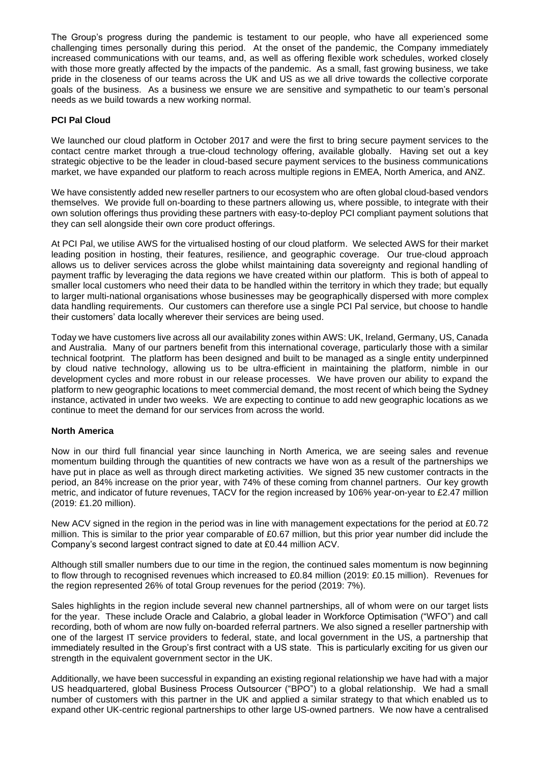The Group's progress during the pandemic is testament to our people, who have all experienced some challenging times personally during this period. At the onset of the pandemic, the Company immediately increased communications with our teams, and, as well as offering flexible work schedules, worked closely with those more greatly affected by the impacts of the pandemic. As a small, fast growing business, we take pride in the closeness of our teams across the UK and US as we all drive towards the collective corporate goals of the business. As a business we ensure we are sensitive and sympathetic to our team's personal needs as we build towards a new working normal.

**PCI Pal Cloud**

We launched our cloud platform in October 2017 and were the first to bring secure payment services to the contact centre market through a true-cloud technology offering, available globally. Having set out a key strategic objective to be the leader in cloud-based secure payment services to the business communications market, we have expanded our platform to reach across multiple regions in EMEA, North America, and ANZ.

We have consistently added new reseller partners to our ecosystem who are often global cloud-based vendors themselves. We provide full on-boarding to these partners allowing us, where possible, to integrate with their own solution offerings thus providing these partners with easy-to-deploy PCI compliant payment solutions that they can sell alongside their own core product offerings.

At PCI Pal, we utilise AWS for the virtualised hosting of our cloud platform. We selected AWS for their market leading position in hosting, their features, resilience, and geographic coverage. Our true-cloud approach allows us to deliver services across the globe whilst maintaining data sovereignty and regional handling of payment traffic by leveraging the data regions we have created within our platform. This is both of appeal to smaller local customers who need their data to be handled within the territory in which they trade; but equally to larger multi-national organisations whose businesses may be geographically dispersed with more complex data handling requirements. Our customers can therefore use a single PCI Pal service, but choose to handle their customers' data locally wherever their services are being used.

Today we have customers live across all our availability zones within AWS: UK, Ireland, Germany, US, Canada and Australia. Many of our partners benefit from this international coverage, particularly those with a similar technical footprint. The platform has been designed and built to be managed as a single entity underpinned by cloud native technology, allowing us to be ultra-efficient in maintaining the platform, nimble in our development cycles and more robust in our release processes. We have proven our ability to expand the platform to new geographic locations to meet commercial demand, the most recent of which being the Sydney instance, activated in under two weeks. We are expecting to continue to add new geographic locations as we continue to meet the demand for our services from across the world.

**North America**

Now in our third full financial year since launching in North America, we are seeing sales and revenue momentum building through the quantities of new contracts we have won as a result of the partnerships we have put in place as well as through direct marketing activities. We signed 35 new customer contracts in the period, an 84% increase on the prior year, with 74% of these coming from channel partners. Our key growth metric, and indicator of future revenues, TACV for the region increased by 106% year-on-year to £2.47 million (2019: £1.20 million).

New ACV signed in the region in the period was in line with management expectations for the period at £0.72 million. This is similar to the prior year comparable of £0.67 million, but this prior year number did include the Company's second largest contract signed to date at £0.44 million ACV.

Although still smaller numbers due to our time in the region, the continued sales momentum is now beginning to flow through to recognised revenues which increased to £0.84 million (2019: £0.15 million). Revenues for the region represented 26% of total Group revenues for the period (2019: 7%).

Sales highlights in the region include several new channel partnerships, all of whom were on our target lists for the year. These include Oracle and Calabrio, a global leader in Workforce Optimisation ("WFO") and call recording, both of whom are now fully on-boarded referral partners. We also signed a reseller partnership with one of the largest IT service providers to federal, state, and local government in the US, a partnership that immediately resulted in the Group's first contract with a US state. This is particularly exciting for us given our strength in the equivalent government sector in the UK.

Additionally, we have been successful in expanding an existing regional relationship we have had with a major US headquartered, global Business Process Outsourcer ("BPO") to a global relationship. We had a small number of customers with this partner in the UK and applied a similar strategy to that which enabled us to expand other UK-centric regional partnerships to other large US-owned partners. We now have a centralised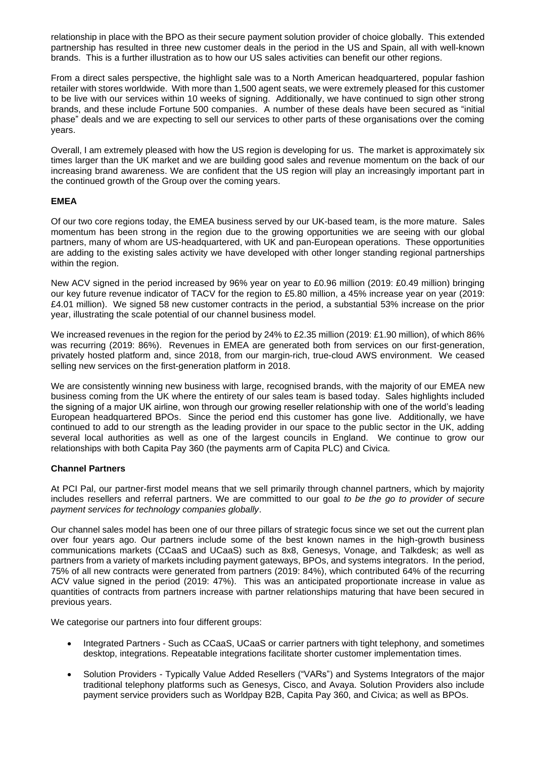relationship in place with the BPO as their secure payment solution provider of choice globally. This extended partnership has resulted in three new customer deals in the period in the US and Spain, all with well-known brands. This is a further illustration as to how our US sales activities can benefit our other regions.

From a direct sales perspective, the highlight sale was to a North American headquartered, popular fashion retailer with stores worldwide. With more than 1,500 agent seats, we were extremely pleased for this customer to be live with our services within 10 weeks of signing. Additionally, we have continued to sign other strong brands, and these include Fortune 500 companies. A number of these deals have been secured as "initial phase" deals and we are expecting to sell our services to other parts of these organisations over the coming years.

Overall, I am extremely pleased with how the US region is developing for us. The market is approximately six times larger than the UK market and we are building good sales and revenue momentum on the back of our increasing brand awareness. We are confident that the US region will play an increasingly important part in the continued growth of the Group over the coming years.

**EMEA**

Of our two core regions today, the EMEA business served by our UK-based team, is the more mature. Sales momentum has been strong in the region due to the growing opportunities we are seeing with our global partners, many of whom are US-headquartered, with UK and pan-European operations. These opportunities are adding to the existing sales activity we have developed with other longer standing regional partnerships within the region.

New ACV signed in the period increased by 96% year on year to £0.96 million (2019: £0.49 million) bringing our key future revenue indicator of TACV for the region to £5.80 million, a 45% increase year on year (2019: £4.01 million). We signed 58 new customer contracts in the period, a substantial 53% increase on the prior year, illustrating the scale potential of our channel business model.

We increased revenues in the region for the period by 24% to £2.35 million (2019: £1.90 million), of which 86% was recurring (2019: 86%). Revenues in EMEA are generated both from services on our first-generation, privately hosted platform and, since 2018, from our margin-rich, true-cloud AWS environment. We ceased selling new services on the first-generation platform in 2018.

We are consistently winning new business with large, recognised brands, with the majority of our EMEA new business coming from the UK where the entirety of our sales team is based today. Sales highlights included the signing of a major UK airline, won through our growing reseller relationship with one of the world's leading European headquartered BPOs. Since the period end this customer has gone live. Additionally, we have continued to add to our strength as the leading provider in our space to the public sector in the UK, adding several local authorities as well as one of the largest councils in England. We continue to grow our relationships with both Capita Pay 360 (the payments arm of Capita PLC) and Civica.

**Channel Partners**

At PCI Pal, our partner-first model means that we sell primarily through channel partners, which by majority includes resellers and referral partners. We are committed to our goal *to be the go to provider of secure payment services for technology companies globally*.

Our channel sales model has been one of our three pillars of strategic focus since we set out the current plan over four years ago. Our partners include some of the best known names in the high-growth business communications markets (CCaaS and UCaaS) such as 8x8, Genesys, Vonage, and Talkdesk; as well as partners from a variety of markets including payment gateways, BPOs, and systems integrators. In the period, 75% of all new contracts were generated from partners (2019: 84%), which contributed 64% of the recurring ACV value signed in the period (2019: 47%). This was an anticipated proportionate increase in value as quantities of contracts from partners increase with partner relationships maturing that have been secured in previous years.

We categorise our partners into four different groups:

- Integrated Partners - Such as CCaaS, UCaaS or carrier partners with tight telephony, and sometimes desktop, integrations. Repeatable integrations facilitate shorter customer implementation times.
- Solution Providers - Typically Value Added Resellers ("VARs") and Systems Integrators of the major traditional telephony platforms such as Genesys, Cisco, and Avaya. Solution Providers also include payment service providers such as Worldpay B2B, Capita Pay 360, and Civica; as well as BPOs.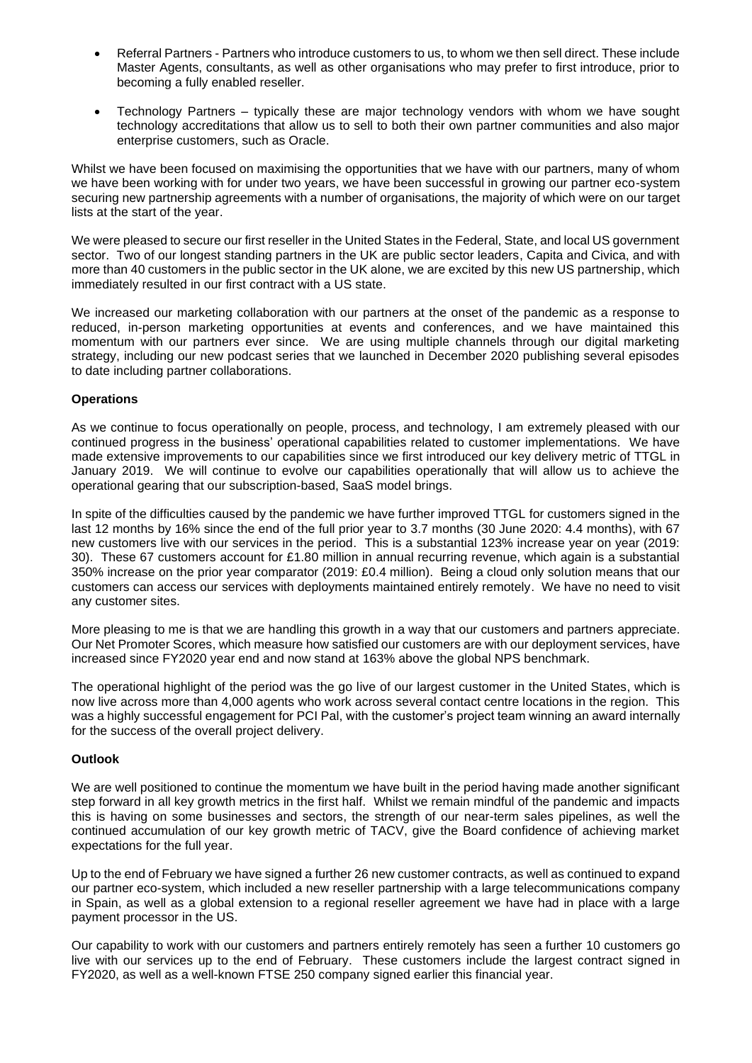- Referral Partners - Partners who introduce customers to us, to whom we then sell direct. These include Master Agents, consultants, as well as other organisations who may prefer to first introduce, prior to becoming a fully enabled reseller.
- Technology Partners – typically these are major technology vendors with whom we have sought technology accreditations that allow us to sell to both their own partner communities and also major enterprise customers, such as Oracle.

Whilst we have been focused on maximising the opportunities that we have with our partners, many of whom we have been working with for under two years, we have been successful in growing our partner eco-system securing new partnership agreements with a number of organisations, the majority of which were on our target lists at the start of the year.

We were pleased to secure our first reseller in the United States in the Federal, State, and local US government sector. Two of our longest standing partners in the UK are public sector leaders, Capita and Civica, and with more than 40 customers in the public sector in the UK alone, we are excited by this new US partnership, which immediately resulted in our first contract with a US state.

We increased our marketing collaboration with our partners at the onset of the pandemic as a response to reduced, in-person marketing opportunities at events and conferences, and we have maintained this momentum with our partners ever since. We are using multiple channels through our digital marketing strategy, including our new podcast series that we launched in December 2020 publishing several episodes to date including partner collaborations.

**Operations**

As we continue to focus operationally on people, process, and technology, I am extremely pleased with our continued progress in the business' operational capabilities related to customer implementations. We have made extensive improvements to our capabilities since we first introduced our key delivery metric of TTGL in January 2019. We will continue to evolve our capabilities operationally that will allow us to achieve the operational gearing that our subscription-based, SaaS model brings.

In spite of the difficulties caused by the pandemic we have further improved TTGL for customers signed in the last 12 months by 16% since the end of the full prior year to 3.7 months (30 June 2020: 4.4 months), with 67 new customers live with our services in the period. This is a substantial 123% increase year on year (2019: 30). These 67 customers account for £1.80 million in annual recurring revenue, which again is a substantial 350% increase on the prior year comparator (2019: £0.4 million). Being a cloud only solution means that our customers can access our services with deployments maintained entirely remotely. We have no need to visit any customer sites.

More pleasing to me is that we are handling this growth in a way that our customers and partners appreciate. Our Net Promoter Scores, which measure how satisfied our customers are with our deployment services, have increased since FY2020 year end and now stand at 163% above the global NPS benchmark.

The operational highlight of the period was the go live of our largest customer in the United States, which is now live across more than 4,000 agents who work across several contact centre locations in the region. This was a highly successful engagement for PCI Pal, with the customer's project team winning an award internally for the success of the overall project delivery.

**Outlook**

We are well positioned to continue the momentum we have built in the period having made another significant step forward in all key growth metrics in the first half. Whilst we remain mindful of the pandemic and impacts this is having on some businesses and sectors, the strength of our near-term sales pipelines, as well the continued accumulation of our key growth metric of TACV, give the Board confidence of achieving market expectations for the full year.

Up to the end of February we have signed a further 26 new customer contracts, as well as continued to expand our partner eco-system, which included a new reseller partnership with a large telecommunications company in Spain, as well as a global extension to a regional reseller agreement we have had in place with a large payment processor in the US.

Our capability to work with our customers and partners entirely remotely has seen a further 10 customers go live with our services up to the end of February. These customers include the largest contract signed in FY2020, as well as a well-known FTSE 250 company signed earlier this financial year.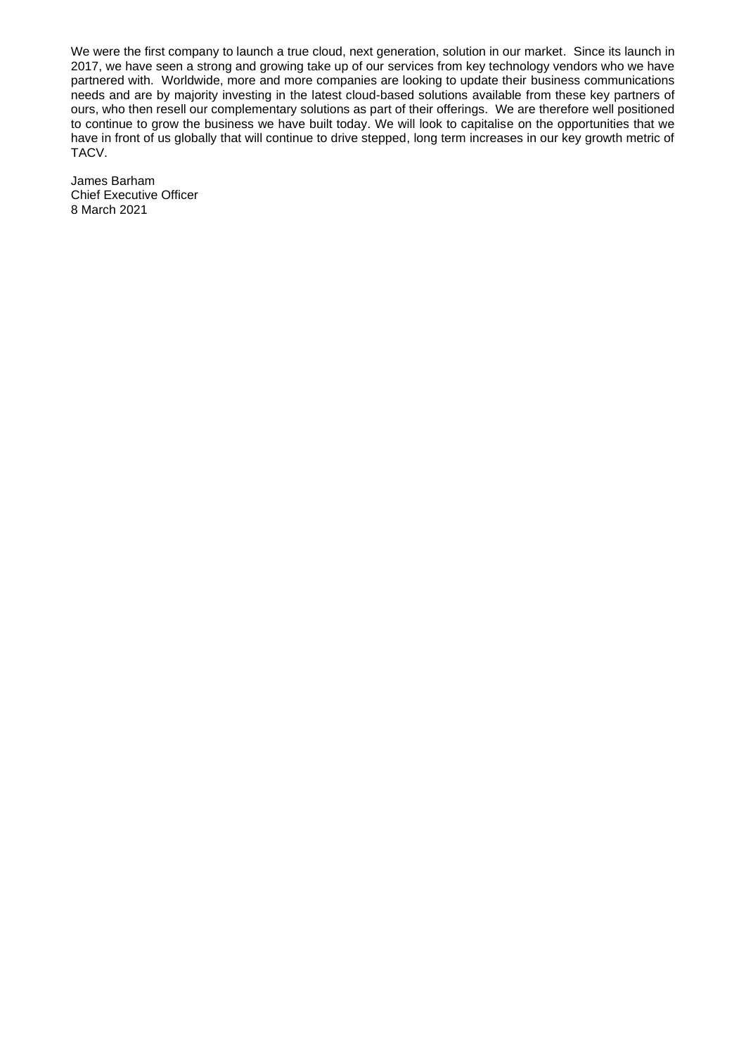We were the first company to launch a true cloud, next generation, solution in our market. Since its launch in 2017, we have seen a strong and growing take up of our services from key technology vendors who we have partnered with. Worldwide, more and more companies are looking to update their business communications needs and are by majority investing in the latest cloud-based solutions available from these key partners of ours, who then resell our complementary solutions as part of their offerings. We are therefore well positioned to continue to grow the business we have built today. We will look to capitalise on the opportunities that we have in front of us globally that will continue to drive stepped, long term increases in our key growth metric of TACV.

James Barham
Chief Executive Officer
8 March 2021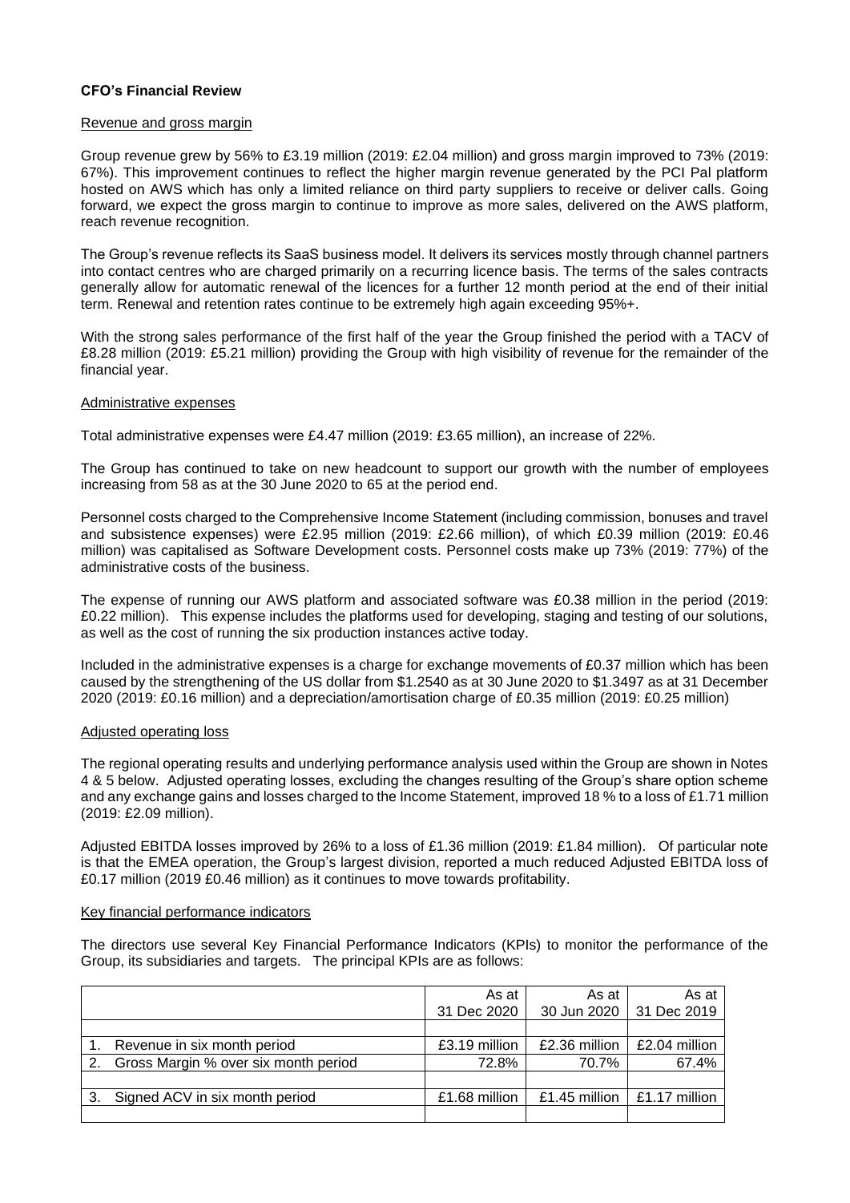**CFO's Financial Review**

Revenue and gross margin

Group revenue grew by 56% to £3.19 million (2019: £2.04 million) and gross margin improved to 73% (2019: 67%). This improvement continues to reflect the higher margin revenue generated by the PCI Pal platform hosted on AWS which has only a limited reliance on third party suppliers to receive or deliver calls. Going forward, we expect the gross margin to continue to improve as more sales, delivered on the AWS platform, reach revenue recognition.

The Group's revenue reflects its SaaS business model. It delivers its services mostly through channel partners into contact centres who are charged primarily on a recurring licence basis. The terms of the sales contracts generally allow for automatic renewal of the licences for a further 12 month period at the end of their initial term. Renewal and retention rates continue to be extremely high again exceeding 95%+.

With the strong sales performance of the first half of the year the Group finished the period with a TACV of £8.28 million (2019: £5.21 million) providing the Group with high visibility of revenue for the remainder of the financial year.

Administrative expenses

Total administrative expenses were £4.47 million (2019: £3.65 million), an increase of 22%.

The Group has continued to take on new headcount to support our growth with the number of employees increasing from 58 as at the 30 June 2020 to 65 at the period end.

Personnel costs charged to the Comprehensive Income Statement (including commission, bonuses and travel and subsistence expenses) were £2.95 million (2019: £2.66 million), of which £0.39 million (2019: £0.46 million) was capitalised as Software Development costs. Personnel costs make up 73% (2019: 77%) of the administrative costs of the business.

The expense of running our AWS platform and associated software was £0.38 million in the period (2019: £0.22 million). This expense includes the platforms used for developing, staging and testing of our solutions, as well as the cost of running the six production instances active today.

Included in the administrative expenses is a charge for exchange movements of £0.37 million which has been caused by the strengthening of the US dollar from $1.2540 as at 30 June 2020 to $1.3497 as at 31 December 2020 (2019: £0.16 million) and a depreciation/amortisation charge of £0.35 million (2019: £0.25 million)

Adjusted operating loss

The regional operating results and underlying performance analysis used within the Group are shown in Notes 4 & 5 below. Adjusted operating losses, excluding the changes resulting of the Group's share option scheme and any exchange gains and losses charged to the Income Statement, improved 18 % to a loss of £1.71 million (2019: £2.09 million).

Adjusted EBITDA losses improved by 26% to a loss of £1.36 million (2019: £1.84 million). Of particular note is that the EMEA operation, the Group's largest division, reported a much reduced Adjusted EBITDA loss of £0.17 million (2019 £0.46 million) as it continues to move towards profitability.

Key financial performance indicators

The directors use several Key Financial Performance Indicators (KPIs) to monitor the performance of the Group, its subsidiaries and targets. The principal KPIs are as follows:

| | As at 31 Dec 2020 | As at 30 Jun 2020 | As at 31 Dec 2019 |
|---|---|---|---|
| | | | |
| 1. Revenue in six month period | £3.19 million | £2.36 million | £2.04 million |
| 2. Gross Margin % over six month period | 72.8% | 70.7% | 67.4% |
| | | | |
| 3. Signed ACV in six month period | £1.68 million | £1.45 million | £1.17 million |
| | | | |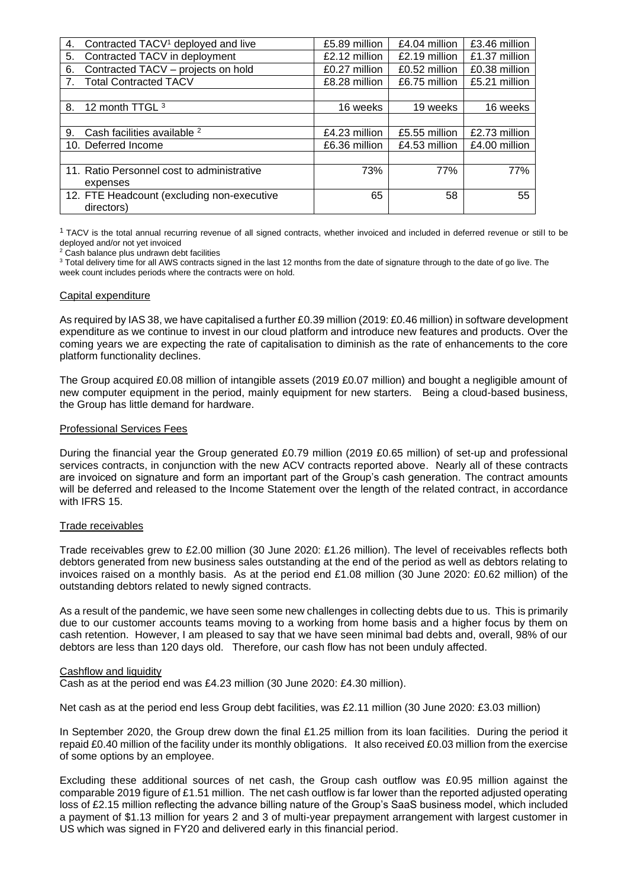| | | | |
|---|---|---|---|
| 4. Contracted TACV[1] deployed and live | £5.89 million | £4.04 million | £3.46 million |
| 5. Contracted TACV in deployment | £2.12 million | £2.19 million | £1.37 million |
| 6. Contracted TACV – projects on hold | £0.27 million | £0.52 million | £0.38 million |
| 7. Total Contracted TACV | £8.28 million | £6.75 million | £5.21 million |
| | | | |
| 8. 12 month TTGL [3] | 16 weeks | 19 weeks | 16 weeks |
| | | | |
| 9. Cash facilities available [2] | £4.23 million | £5.55 million | £2.73 million |
| 10. Deferred Income | £6.36 million | £4.53 million | £4.00 million |
| | | | |
| 11. Ratio Personnel cost to administrative expenses | 73% | 77% | 77% |
| 12. FTE Headcount (excluding non-executive directors) | 65 | 58 | 55 |

[1] TACV is the total annual recurring revenue of all signed contracts, whether invoiced and included in deferred revenue or still to be deployed and/or not yet invoiced

[2] Cash balance plus undrawn debt facilities

[3] Total delivery time for all AWS contracts signed in the last 12 months from the date of signature through to the date of go live. The week count includes periods where the contracts were on hold.

## Capital expenditure

As required by IAS 38, we have capitalised a further £0.39 million (2019: £0.46 million) in software development expenditure as we continue to invest in our cloud platform and introduce new features and products. Over the coming years we are expecting the rate of capitalisation to diminish as the rate of enhancements to the core platform functionality declines.

The Group acquired £0.08 million of intangible assets (2019 £0.07 million) and bought a negligible amount of new computer equipment in the period, mainly equipment for new starters. Being a cloud-based business, the Group has little demand for hardware.

## Professional Services Fees

During the financial year the Group generated £0.79 million (2019 £0.65 million) of set-up and professional services contracts, in conjunction with the new ACV contracts reported above. Nearly all of these contracts are invoiced on signature and form an important part of the Group's cash generation. The contract amounts will be deferred and released to the Income Statement over the length of the related contract, in accordance with IFRS 15.

## Trade receivables

Trade receivables grew to £2.00 million (30 June 2020: £1.26 million). The level of receivables reflects both debtors generated from new business sales outstanding at the end of the period as well as debtors relating to invoices raised on a monthly basis. As at the period end £1.08 million (30 June 2020: £0.62 million) of the outstanding debtors related to newly signed contracts.

As a result of the pandemic, we have seen some new challenges in collecting debts due to us. This is primarily due to our customer accounts teams moving to a working from home basis and a higher focus by them on cash retention. However, I am pleased to say that we have seen minimal bad debts and, overall, 98% of our debtors are less than 120 days old. Therefore, our cash flow has not been unduly affected.

## Cashflow and liquidity

Cash as at the period end was £4.23 million (30 June 2020: £4.30 million).

Net cash as at the period end less Group debt facilities, was £2.11 million (30 June 2020: £3.03 million)

In September 2020, the Group drew down the final £1.25 million from its loan facilities. During the period it repaid £0.40 million of the facility under its monthly obligations. It also received £0.03 million from the exercise of some options by an employee.

Excluding these additional sources of net cash, the Group cash outflow was £0.95 million against the comparable 2019 figure of £1.51 million. The net cash outflow is far lower than the reported adjusted operating loss of £2.15 million reflecting the advance billing nature of the Group's SaaS business model, which included a payment of $1.13 million for years 2 and 3 of multi-year prepayment arrangement with largest customer in US which was signed in FY20 and delivered early in this financial period.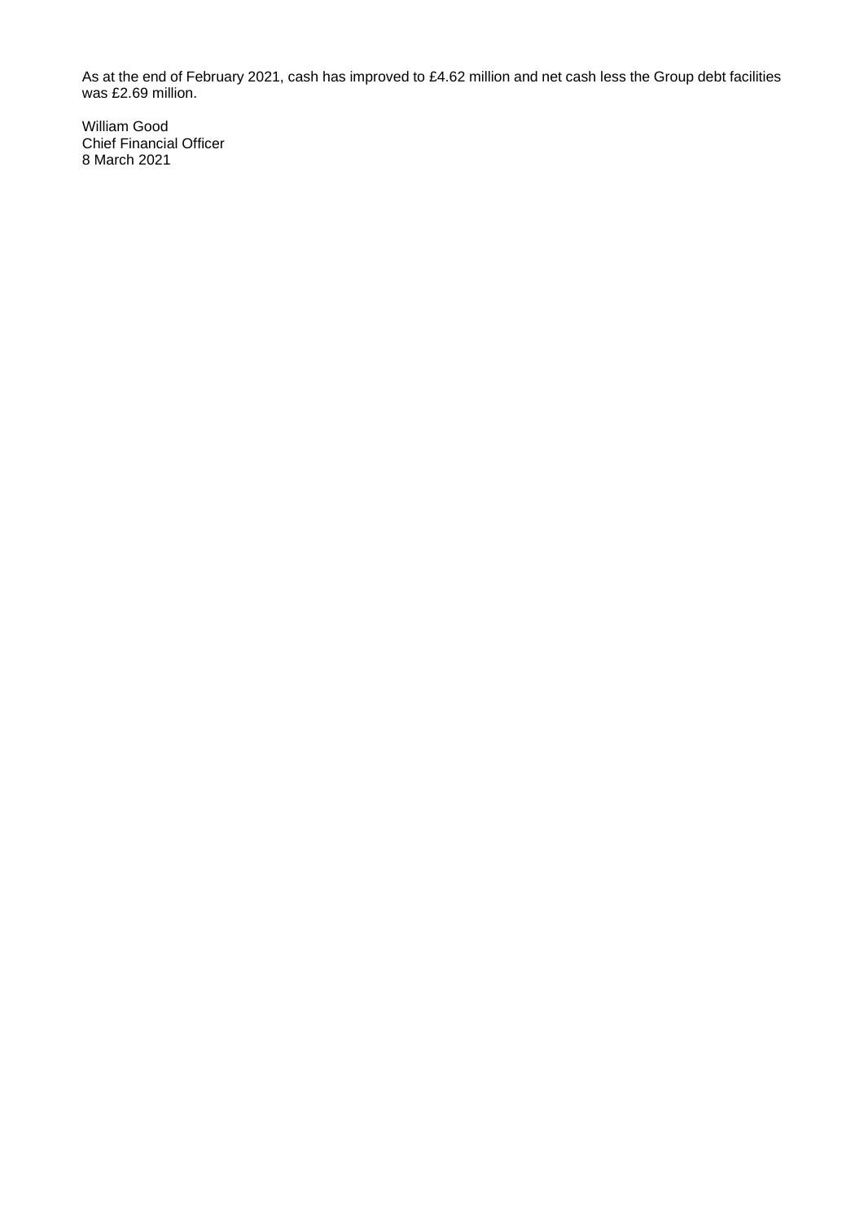As at the end of February 2021, cash has improved to £4.62 million and net cash less the Group debt facilities was £2.69 million.

William Good
Chief Financial Officer
8 March 2021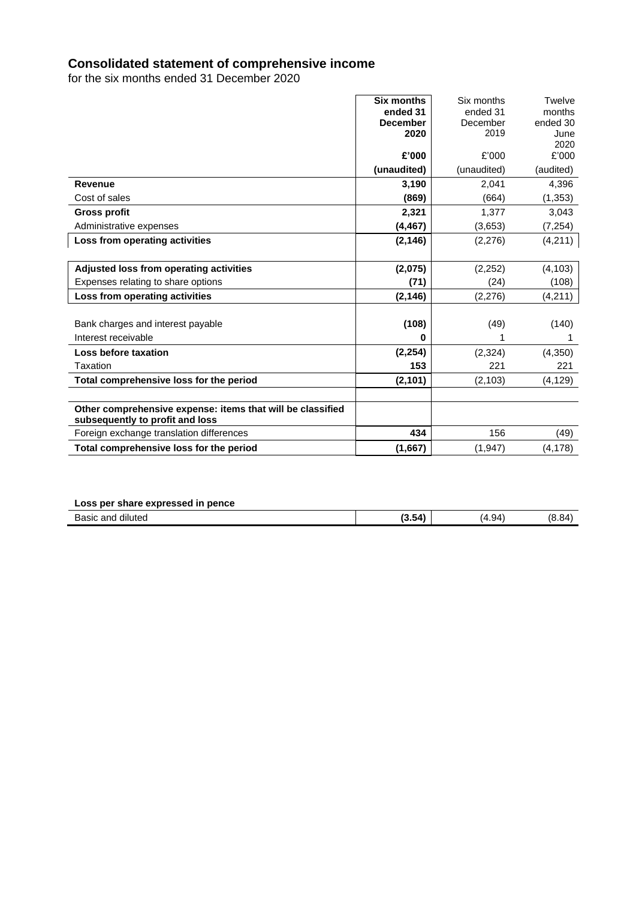# Consolidated statement of comprehensive income

for the six months ended 31 December 2020

| | **Six months ended 31 December 2020** | Six months ended 31 December 2019 | Twelve months ended 30 June 2020 |
|---|---|---|---|
| | **£'000** | £'000 | £'000 |
| | **(unaudited)** | (unaudited) | (audited) |
| **Revenue** | **3,190** | 2,041 | 4,396 |
| Cost of sales | **(869)** | (664) | (1,353) |
| **Gross profit** | **2,321** | 1,377 | 3,043 |
| Administrative expenses | **(4,467)** | (3,653) | (7,254) |
| **Loss from operating activities** | **(2,146)** | (2,276) | (4,211) |
| | | | |
| **Adjusted loss from operating activities** | **(2,075)** | (2,252) | (4,103) |
| Expenses relating to share options | **(71)** | (24) | (108) |
| **Loss from operating activities** | **(2,146)** | (2,276) | (4,211) |
| | | | |
| Bank charges and interest payable | **(108)** | (49) | (140) |
| Interest receivable | **0** | 1 | 1 |
| **Loss before taxation** | **(2,254)** | (2,324) | (4,350) |
| Taxation | **153** | 221 | 221 |
| **Total comprehensive loss for the period** | **(2,101)** | (2,103) | (4,129) |
| | | | |
| **Other comprehensive expense: items that will be classified subsequently to profit and loss** | | | |
| Foreign exchange translation differences | **434** | 156 | (49) |
| **Total comprehensive loss for the period** | **(1,667)** | (1,947) | (4,178) |

| **Loss per share expressed in pence** | | | |
|---|---|---|---|
| Basic and diluted | **(3.54)** | (4.94) | (8.84) |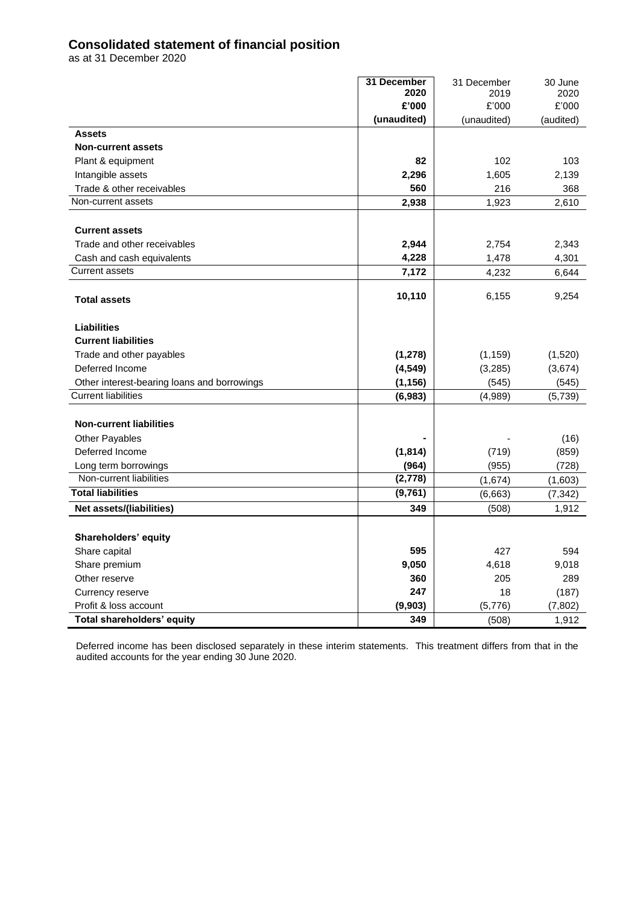# Consolidated statement of financial position

as at 31 December 2020

| | **31 December 2020** | 31 December 2019 | 30 June 2020 |
|---|---|---|---|
| | **£'000** | £'000 | £'000 |
| | **(unaudited)** | (unaudited) | (audited) |
| **Assets** | | | |
| **Non-current assets** | | | |
| Plant & equipment | **82** | 102 | 103 |
| Intangible assets | **2,296** | 1,605 | 2,139 |
| Trade & other receivables | **560** | 216 | 368 |
| Non-current assets | **2,938** | 1,923 | 2,610 |
| **Current assets** | | | |
| Trade and other receivables | **2,944** | 2,754 | 2,343 |
| Cash and cash equivalents | **4,228** | 1,478 | 4,301 |
| Current assets | **7,172** | 4,232 | 6,644 |
| **Total assets** | **10,110** | 6,155 | 9,254 |
| **Liabilities** | | | |
| **Current liabilities** | | | |
| Trade and other payables | **(1,278)** | (1,159) | (1,520) |
| Deferred Income | **(4,549)** | (3,285) | (3,674) |
| Other interest-bearing loans and borrowings | **(1,156)** | (545) | (545) |
| Current liabilities | **(6,983)** | (4,989) | (5,739) |
| **Non-current liabilities** | | | |
| Other Payables | **-** | - | (16) |
| Deferred Income | **(1,814)** | (719) | (859) |
| Long term borrowings | **(964)** | (955) | (728) |
| Non-current liabilities | **(2,778)** | (1,674) | (1,603) |
| **Total liabilities** | **(9,761)** | (6,663) | (7,342) |
| **Net assets/(liabilities)** | **349** | (508) | 1,912 |
| **Shareholders' equity** | | | |
| Share capital | **595** | 427 | 594 |
| Share premium | **9,050** | 4,618 | 9,018 |
| Other reserve | **360** | 205 | 289 |
| Currency reserve | **247** | 18 | (187) |
| Profit & loss account | **(9,903)** | (5,776) | (7,802) |
| **Total shareholders' equity** | **349** | (508) | 1,912 |

Deferred income has been disclosed separately in these interim statements. This treatment differs from that in the audited accounts for the year ending 30 June 2020.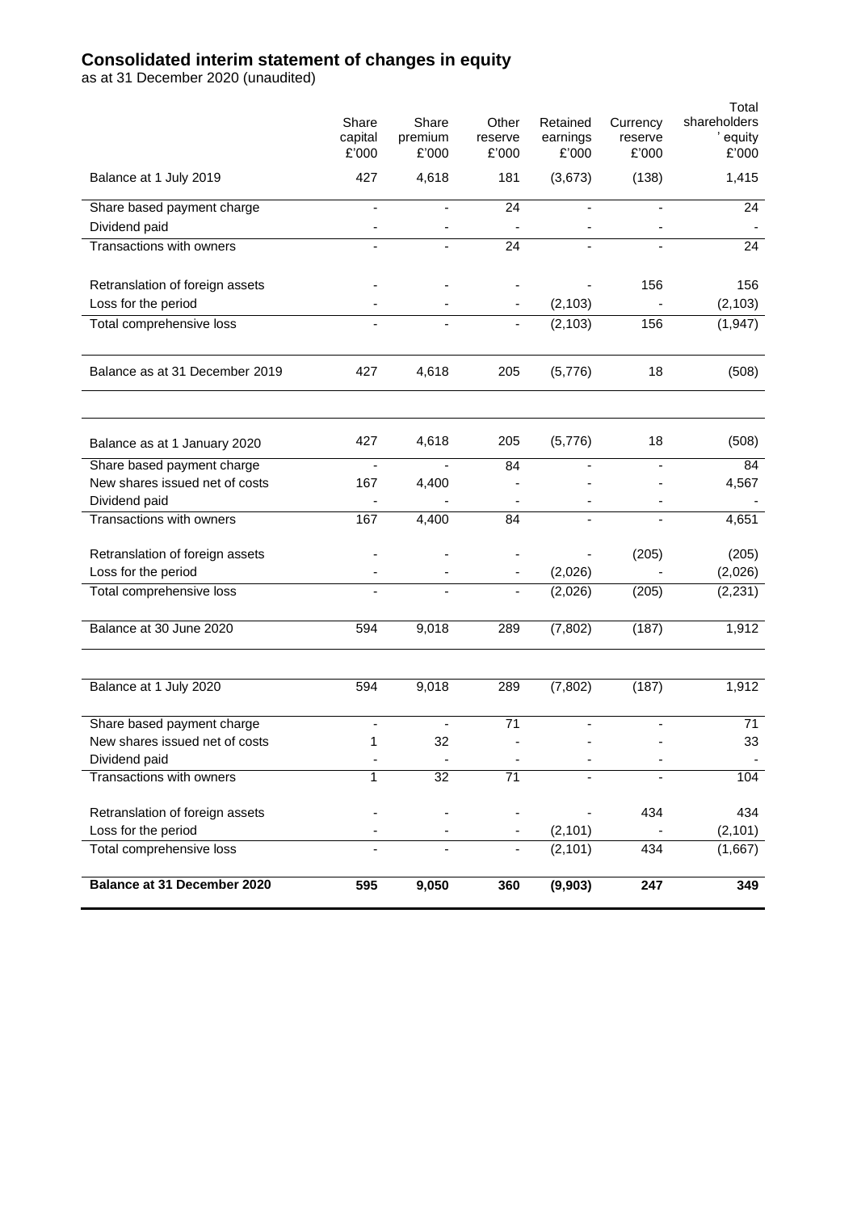# Consolidated interim statement of changes in equity

as at 31 December 2020 (unaudited)

| | Share capital £'000 | Share premium £'000 | Other reserve £'000 | Retained earnings £'000 | Currency reserve £'000 | Total shareholders' equity £'000 |
|---|---|---|---|---|---|---|
| Balance at 1 July 2019 | 427 | 4,618 | 181 | (3,673) | (138) | 1,415 |
| Share based payment charge | - | - | 24 | - | - | 24 |
| Dividend paid | - | - | - | - | - | - |
| Transactions with owners | - | - | 24 | - | - | 24 |
| Retranslation of foreign assets | - | - | - | - | 156 | 156 |
| Loss for the period | - | - | - | (2,103) | - | (2,103) |
| Total comprehensive loss | - | - | - | (2,103) | 156 | (1,947) |
| Balance as at 31 December 2019 | 427 | 4,618 | 205 | (5,776) | 18 | (508) |
| Balance as at 1 January 2020 | 427 | 4,618 | 205 | (5,776) | 18 | (508) |
| Share based payment charge | - | - | 84 | - | - | 84 |
| New shares issued net of costs | 167 | 4,400 | - | - | - | 4,567 |
| Dividend paid | - | - | - | - | - | - |
| Transactions with owners | 167 | 4,400 | 84 | - | - | 4,651 |
| Retranslation of foreign assets | - | - | - | - | (205) | (205) |
| Loss for the period | - | - | - | (2,026) | - | (2,026) |
| Total comprehensive loss | - | - | - | (2,026) | (205) | (2,231) |
| Balance at 30 June 2020 | 594 | 9,018 | 289 | (7,802) | (187) | 1,912 |
| Balance at 1 July 2020 | 594 | 9,018 | 289 | (7,802) | (187) | 1,912 |
| Share based payment charge | - | - | 71 | - | - | 71 |
| New shares issued net of costs | 1 | 32 | - | - | - | 33 |
| Dividend paid | - | - | - | - | - | - |
| Transactions with owners | 1 | 32 | 71 | - | - | 104 |
| Retranslation of foreign assets | - | - | - | - | 434 | 434 |
| Loss for the period | - | - | - | (2,101) | - | (2,101) |
| Total comprehensive loss | - | - | - | (2,101) | 434 | (1,667) |
| **Balance at 31 December 2020** | **595** | **9,050** | **360** | **(9,903)** | **247** | **349** |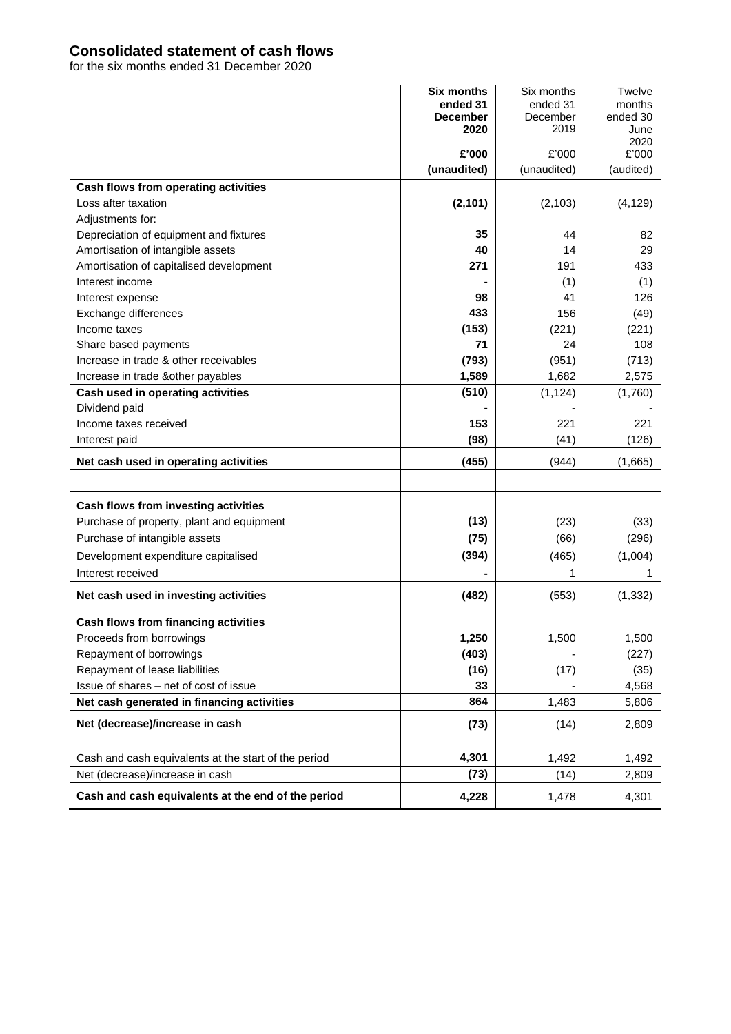# Consolidated statement of cash flows

for the six months ended 31 December 2020

| | **Six months ended 31 December 2020** | Six months ended 31 December 2019 | Twelve months ended 30 June 2020 |
|---|---|---|---|
| | **£'000** | £'000 | £'000 |
| | **(unaudited)** | (unaudited) | (audited) |
| **Cash flows from operating activities** | | | |
| Loss after taxation | **(2,101)** | (2,103) | (4,129) |
| Adjustments for: | | | |
| Depreciation of equipment and fixtures | **35** | 44 | 82 |
| Amortisation of intangible assets | **40** | 14 | 29 |
| Amortisation of capitalised development | **271** | 191 | 433 |
| Interest income | **-** | (1) | (1) |
| Interest expense | **98** | 41 | 126 |
| Exchange differences | **433** | 156 | (49) |
| Income taxes | **(153)** | (221) | (221) |
| Share based payments | **71** | 24 | 108 |
| Increase in trade & other receivables | **(793)** | (951) | (713) |
| Increase in trade &other payables | **1,589** | 1,682 | 2,575 |
| **Cash used in operating activities** | **(510)** | (1,124) | (1,760) |
| Dividend paid | **-** | - | - |
| Income taxes received | **153** | 221 | 221 |
| Interest paid | **(98)** | (41) | (126) |
| **Net cash used in operating activities** | **(455)** | (944) | (1,665) |
| | | | |
| **Cash flows from investing activities** | | | |
| Purchase of property, plant and equipment | **(13)** | (23) | (33) |
| Purchase of intangible assets | **(75)** | (66) | (296) |
| Development expenditure capitalised | **(394)** | (465) | (1,004) |
| Interest received | **-** | 1 | 1 |
| **Net cash used in investing activities** | **(482)** | (553) | (1,332) |
| **Cash flows from financing activities** | | | |
| Proceeds from borrowings | **1,250** | 1,500 | 1,500 |
| Repayment of borrowings | **(403)** | - | (227) |
| Repayment of lease liabilities | **(16)** | (17) | (35) |
| Issue of shares – net of cost of issue | **33** | - | 4,568 |
| **Net cash generated in financing activities** | **864** | 1,483 | 5,806 |
| **Net (decrease)/increase in cash** | **(73)** | (14) | 2,809 |
| | | | |
| Cash and cash equivalents at the start of the period | **4,301** | 1,492 | 1,492 |
| Net (decrease)/increase in cash | **(73)** | (14) | 2,809 |
| **Cash and cash equivalents at the end of the period** | **4,228** | 1,478 | 4,301 |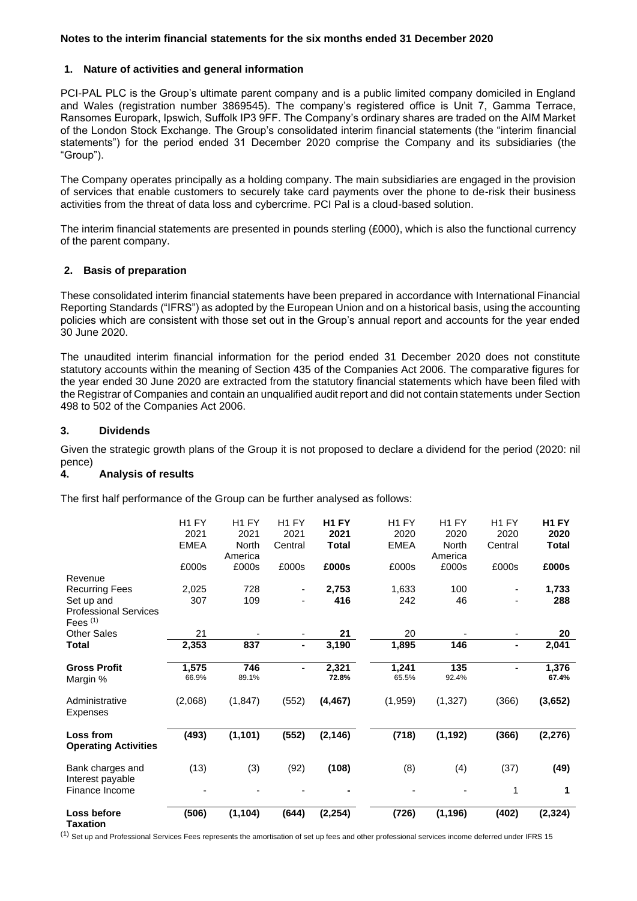**Notes to the interim financial statements for the six months ended 31 December 2020**

## 1. Nature of activities and general information

PCI-PAL PLC is the Group's ultimate parent company and is a public limited company domiciled in England and Wales (registration number 3869545). The company's registered office is Unit 7, Gamma Terrace, Ransomes Europark, Ipswich, Suffolk IP3 9FF. The Company's ordinary shares are traded on the AIM Market of the London Stock Exchange. The Group's consolidated interim financial statements (the "interim financial statements") for the period ended 31 December 2020 comprise the Company and its subsidiaries (the "Group").

The Company operates principally as a holding company. The main subsidiaries are engaged in the provision of services that enable customers to securely take card payments over the phone to de-risk their business activities from the threat of data loss and cybercrime. PCI Pal is a cloud-based solution.

The interim financial statements are presented in pounds sterling (£000), which is also the functional currency of the parent company.

## 2. Basis of preparation

These consolidated interim financial statements have been prepared in accordance with International Financial Reporting Standards ("IFRS") as adopted by the European Union and on a historical basis, using the accounting policies which are consistent with those set out in the Group's annual report and accounts for the year ended 30 June 2020.

The unaudited interim financial information for the period ended 31 December 2020 does not constitute statutory accounts within the meaning of Section 435 of the Companies Act 2006. The comparative figures for the year ended 30 June 2020 are extracted from the statutory financial statements which have been filed with the Registrar of Companies and contain an unqualified audit report and did not contain statements under Section 498 to 502 of the Companies Act 2006.

## 3. Dividends

Given the strategic growth plans of the Group it is not proposed to declare a dividend for the period (2020: nil pence)

## 4. Analysis of results

The first half performance of the Group can be further analysed as follows:

| | H1 FY 2021 EMEA | H1 FY 2021 North America | H1 FY 2021 Central | **H1 FY 2021 Total** | H1 FY 2020 EMEA | H1 FY 2020 North America | H1 FY 2020 Central | **H1 FY 2020 Total** |
|---|---|---|---|---|---|---|---|---|
| | £000s | £000s | £000s | **£000s** | £000s | £000s | £000s | **£000s** |
| Revenue | | | | | | | | |
| Recurring Fees | 2,025 | 728 | - | **2,753** | 1,633 | 100 | - | **1,733** |
| Set up and Professional Services Fees [1] | 307 | 109 | - | **416** | 242 | 46 | - | **288** |
| Other Sales | 21 | - | - | **21** | 20 | - | - | **20** |
| **Total** | **2,353** | **837** | **-** | **3,190** | **1,895** | **146** | **-** | **2,041** |
| **Gross Profit** | **1,575** | **746** | **-** | **2,321** | **1,241** | **135** | **-** | **1,376** |
| Margin % | 66.9% | 89.1% | | **72.8%** | 65.5% | 92.4% | | **67.4%** |
| Administrative Expenses | (2,068) | (1,847) | (552) | **(4,467)** | (1,959) | (1,327) | (366) | **(3,652)** |
| **Loss from Operating Activities** | **(493)** | **(1,101)** | **(552)** | **(2,146)** | **(718)** | **(1,192)** | **(366)** | **(2,276)** |
| Bank charges and Interest payable | (13) | (3) | (92) | **(108)** | (8) | (4) | (37) | **(49)** |
| Finance Income | - | - | - | **-** | - | - | 1 | **1** |
| **Loss before Taxation** | **(506)** | **(1,104)** | **(644)** | **(2,254)** | **(726)** | **(1,196)** | **(402)** | **(2,324)** |

[1] Set up and Professional Services Fees represents the amortisation of set up fees and other professional services income deferred under IFRS 15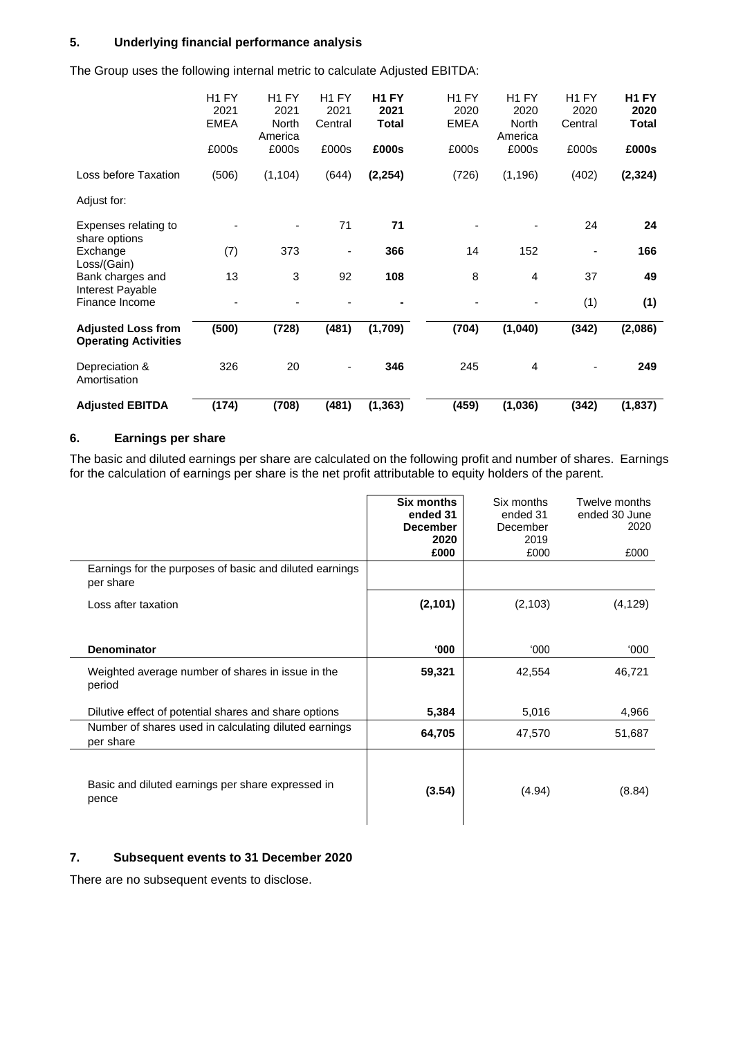## 5. Underlying financial performance analysis

The Group uses the following internal metric to calculate Adjusted EBITDA:

| | H1 FY 2021 EMEA | H1 FY 2021 North America | H1 FY 2021 Central | **H1 FY 2021 Total** | H1 FY 2020 EMEA | H1 FY 2020 North America | H1 FY 2020 Central | **H1 FY 2020 Total** |
|---|---|---|---|---|---|---|---|---|
| | £000s | £000s | £000s | **£000s** | £000s | £000s | £000s | **£000s** |
| Loss before Taxation | (506) | (1,104) | (644) | **(2,254)** | (726) | (1,196) | (402) | **(2,324)** |
| Adjust for: | | | | | | | | |
| Expenses relating to share options | - | - | 71 | **71** | - | - | 24 | **24** |
| Exchange Loss/(Gain) | (7) | 373 | - | **366** | 14 | 152 | - | **166** |
| Bank charges and Interest Payable | 13 | 3 | 92 | **108** | 8 | 4 | 37 | **49** |
| Finance Income | - | - | - | **-** | - | - | (1) | **(1)** |
| **Adjusted Loss from Operating Activities** | **(500)** | **(728)** | **(481)** | **(1,709)** | **(704)** | **(1,040)** | **(342)** | **(2,086)** |
| Depreciation & Amortisation | 326 | 20 | - | **346** | 245 | 4 | - | **249** |
| **Adjusted EBITDA** | **(174)** | **(708)** | **(481)** | **(1,363)** | **(459)** | **(1,036)** | **(342)** | **(1,837)** |

## 6. Earnings per share

The basic and diluted earnings per share are calculated on the following profit and number of shares. Earnings for the calculation of earnings per share is the net profit attributable to equity holders of the parent.

| | **Six months ended 31 December 2020** | Six months ended 31 December 2019 | Twelve months ended 30 June 2020 |
|---|---|---|---|
| | **£000** | £000 | £000 |
| Earnings for the purposes of basic and diluted earnings per share | | | |
| Loss after taxation | **(2,101)** | (2,103) | (4,129) |
| **Denominator** | **'000** | '000 | '000 |
| Weighted average number of shares in issue in the period | **59,321** | 42,554 | 46,721 |
| Dilutive effect of potential shares and share options | **5,384** | 5,016 | 4,966 |
| Number of shares used in calculating diluted earnings per share | **64,705** | 47,570 | 51,687 |
| Basic and diluted earnings per share expressed in pence | **(3.54)** | (4.94) | (8.84) |

## 7. Subsequent events to 31 December 2020

There are no subsequent events to disclose.